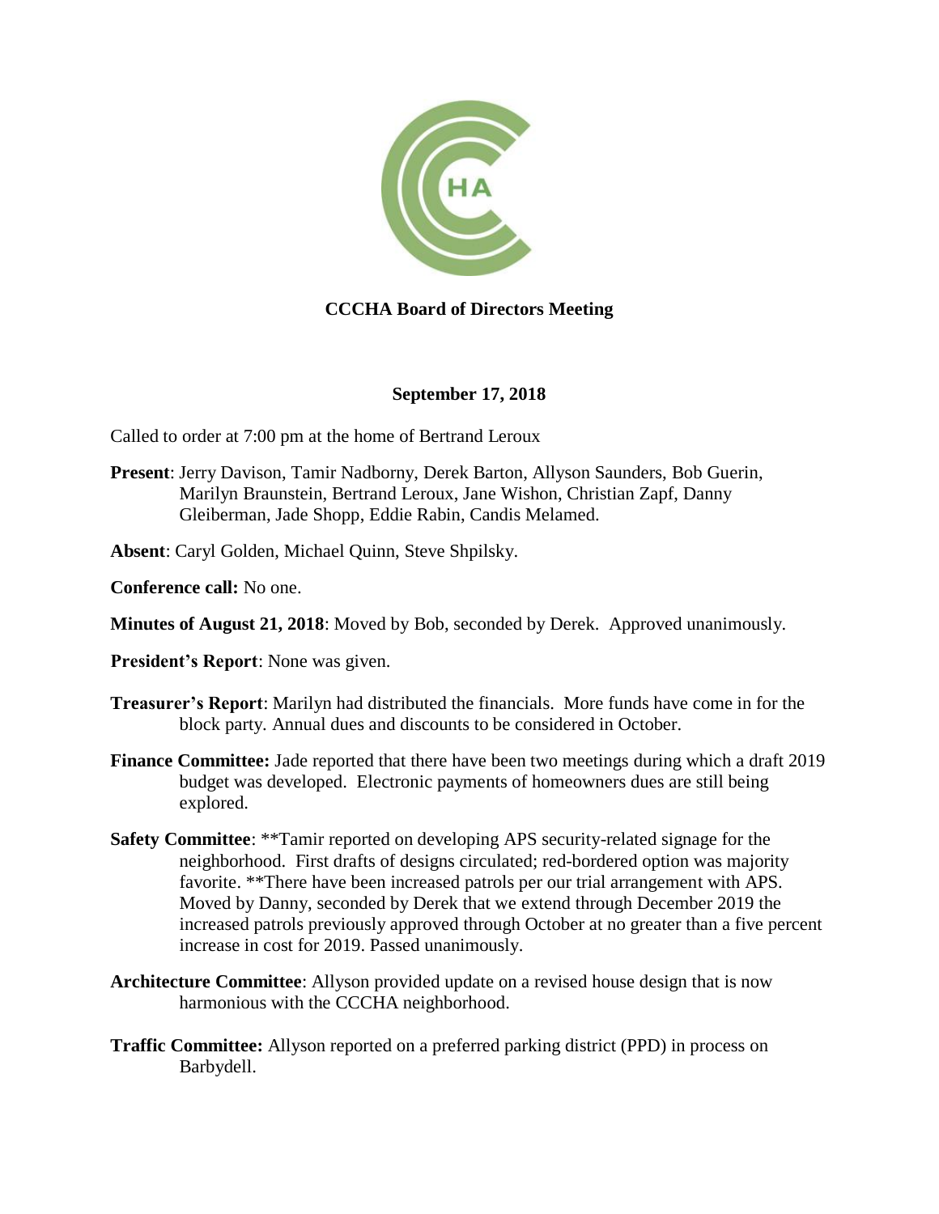# CCCHA Board of Directors Meeting

**September 17, 2018**

Called to order at 7:00 pm at the home of Bertrand Leroux

**Present**: Jerry Davison, Tamir Nadborny, Derek Barton, Allyson Saunders, Bob Guerin, Marilyn Braunstein, Bertrand Leroux, Jane Wishon, Christian Zapf, Danny Gleiberman, Jade Shopp, Eddie Rabin, Candis Melamed.

**Absent**: Caryl Golden, Michael Quinn, Steve Shpilsky.

**Conference call:** No one.

**Minutes of August 21, 2018**: Moved by Bob, seconded by Derek. Approved unanimously.

**President's Report**: None was given.

**Treasurer's Report**: Marilyn had distributed the financials. More funds have come in for the block party. Annual dues and discounts to be considered in October.

**Finance Committee:** Jade reported that there have been two meetings during which a draft 2019 budget was developed. Electronic payments of homeowners dues are still being explored.

**Safety Committee**: **Tamir reported on developing APS security-related signage for the neighborhood. First drafts of designs circulated; red-bordered option was majority favorite. **There have been increased patrols per our trial arrangement with APS. Moved by Danny, seconded by Derek that we extend through December 2019 the increased patrols previously approved through October at no greater than a five percent increase in cost for 2019. Passed unanimously.

**Architecture Committee**: Allyson provided update on a revised house design that is now harmonious with the CCCHA neighborhood.

**Traffic Committee:** Allyson reported on a preferred parking district (PPD) in process on Barbydell.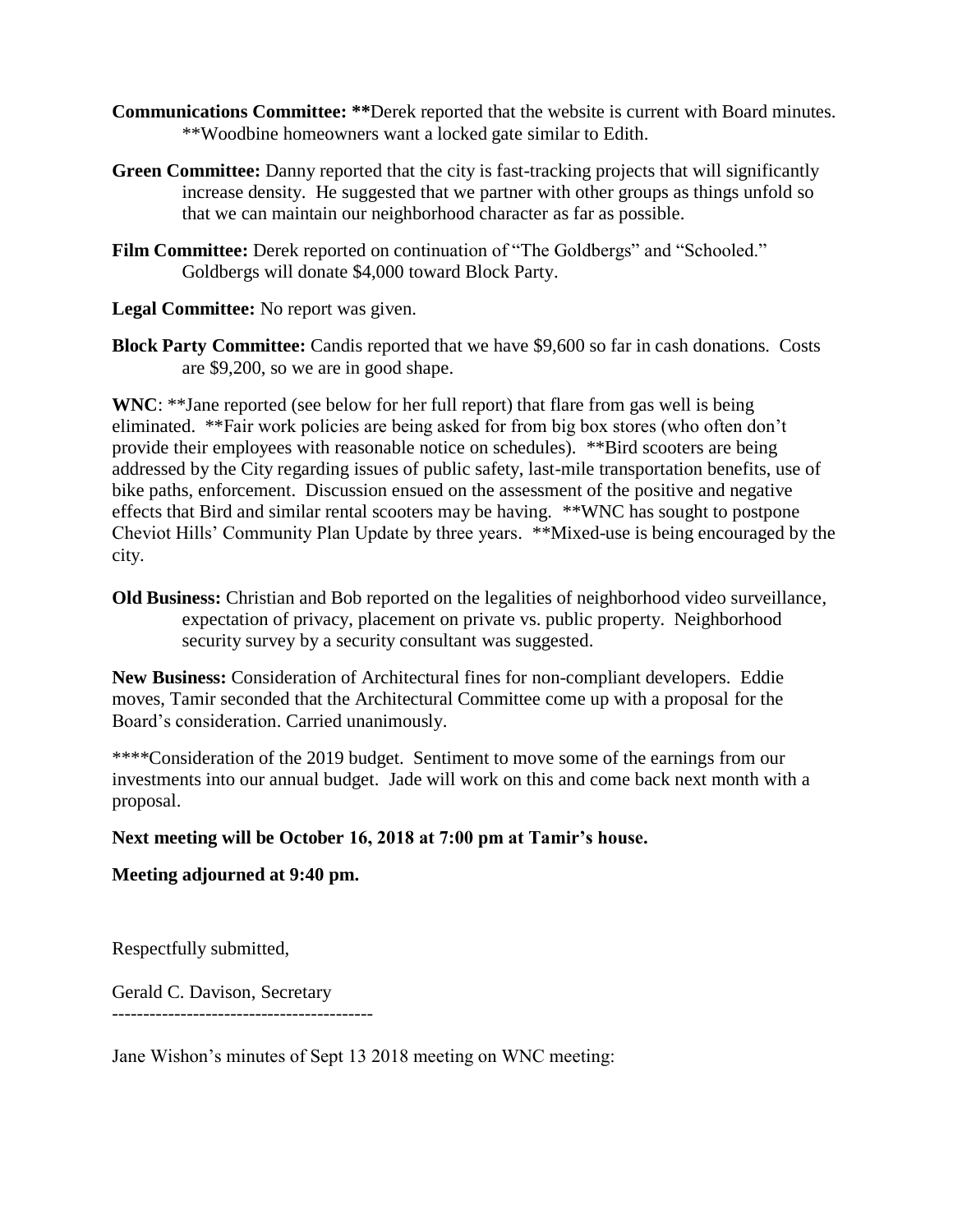**Communications Committee:** **Derek reported that the website is current with Board minutes. **Woodbine homeowners want a locked gate similar to Edith.

**Green Committee:** Danny reported that the city is fast-tracking projects that will significantly increase density. He suggested that we partner with other groups as things unfold so that we can maintain our neighborhood character as far as possible.

**Film Committee:** Derek reported on continuation of "The Goldbergs" and "Schooled." Goldbergs will donate $4,000 toward Block Party.

**Legal Committee:** No report was given.

**Block Party Committee:** Candis reported that we have $9,600 so far in cash donations. Costs are $9,200, so we are in good shape.

**WNC**: **Jane reported (see below for her full report) that flare from gas well is being eliminated. **Fair work policies are being asked for from big box stores (who often don't provide their employees with reasonable notice on schedules). **Bird scooters are being addressed by the City regarding issues of public safety, last-mile transportation benefits, use of bike paths, enforcement. Discussion ensued on the assessment of the positive and negative effects that Bird and similar rental scooters may be having. **WNC has sought to postpone Cheviot Hills' Community Plan Update by three years. **Mixed-use is being encouraged by the city.

**Old Business:** Christian and Bob reported on the legalities of neighborhood video surveillance, expectation of privacy, placement on private vs. public property. Neighborhood security survey by a security consultant was suggested.

**New Business:** Consideration of Architectural fines for non-compliant developers. Eddie moves, Tamir seconded that the Architectural Committee come up with a proposal for the Board's consideration. Carried unanimously.

****Consideration of the 2019 budget. Sentiment to move some of the earnings from our investments into our annual budget. Jade will work on this and come back next month with a proposal.

**Next meeting will be October 16, 2018 at 7:00 pm at Tamir's house.**

**Meeting adjourned at 9:40 pm.**

Respectfully submitted,

Gerald C. Davison, Secretary

------------------------------------------

Jane Wishon's minutes of Sept 13 2018 meeting on WNC meeting: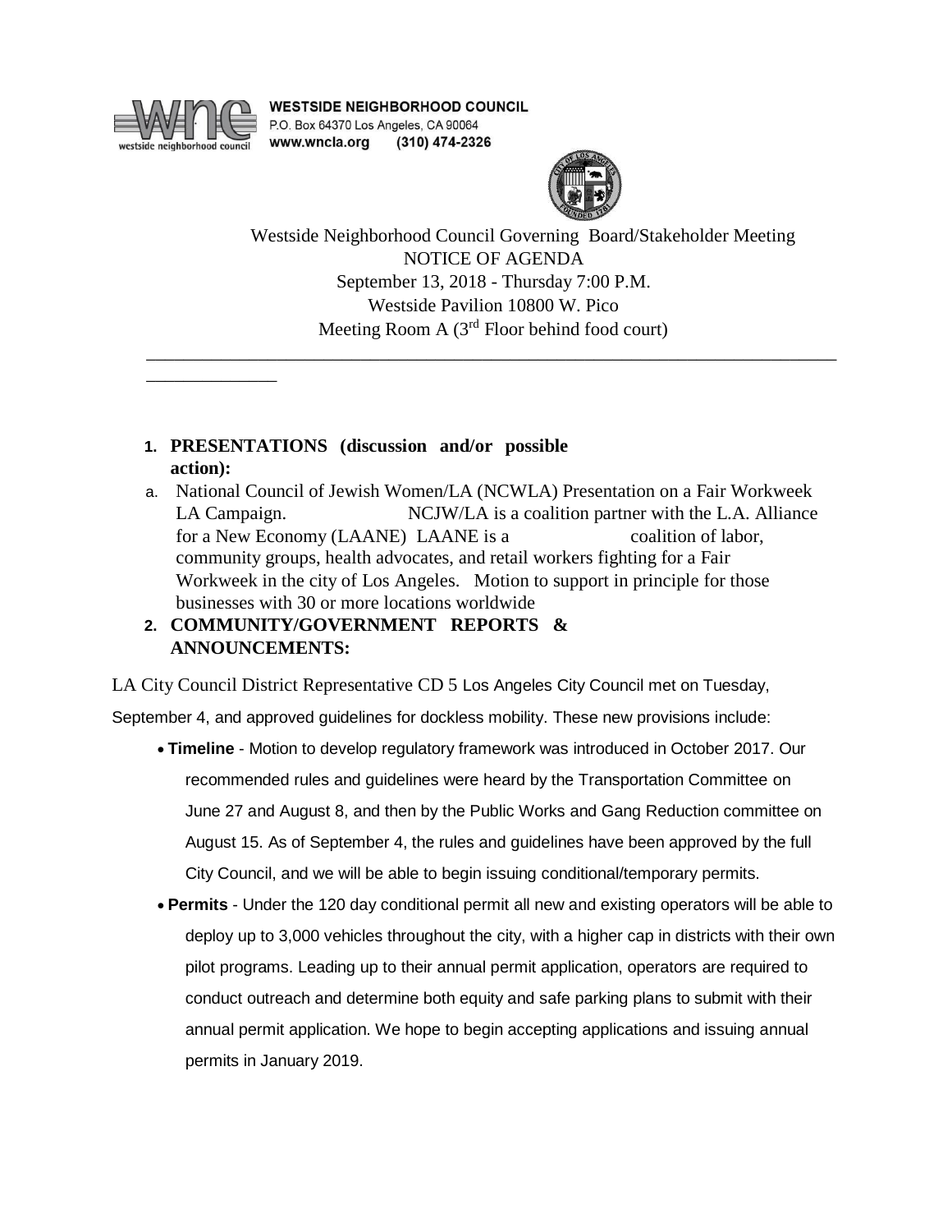**WESTSIDE NEIGHBORHOOD COUNCIL**
P.O. Box 64370 Los Angeles, CA 90064
www.wncla.org (310) 474-2326

Westside Neighborhood Council Governing Board/Stakeholder Meeting
NOTICE OF AGENDA
September 13, 2018 - Thursday 7:00 P.M.
Westside Pavilion 10800 W. Pico
Meeting Room A (3rd Floor behind food court)

---

1. **PRESENTATIONS (discussion and/or possible action):**

   a. National Council of Jewish Women/LA (NCWLA) Presentation on a Fair Workweek LA Campaign. NCJW/LA is a coalition partner with the L.A. Alliance for a New Economy (LAANE) LAANE is a coalition of labor, community groups, health advocates, and retail workers fighting for a Fair Workweek in the city of Los Angeles. Motion to support in principle for those businesses with 30 or more locations worldwide

2. **COMMUNITY/GOVERNMENT REPORTS & ANNOUNCEMENTS:**

LA City Council District Representative CD 5 Los Angeles City Council met on Tuesday, September 4, and approved guidelines for dockless mobility. These new provisions include:

- **Timeline** - Motion to develop regulatory framework was introduced in October 2017. Our recommended rules and guidelines were heard by the Transportation Committee on June 27 and August 8, and then by the Public Works and Gang Reduction committee on August 15. As of September 4, the rules and guidelines have been approved by the full City Council, and we will be able to begin issuing conditional/temporary permits.
- **Permits** - Under the 120 day conditional permit all new and existing operators will be able to deploy up to 3,000 vehicles throughout the city, with a higher cap in districts with their own pilot programs. Leading up to their annual permit application, operators are required to conduct outreach and determine both equity and safe parking plans to submit with their annual permit application. We hope to begin accepting applications and issuing annual permits in January 2019.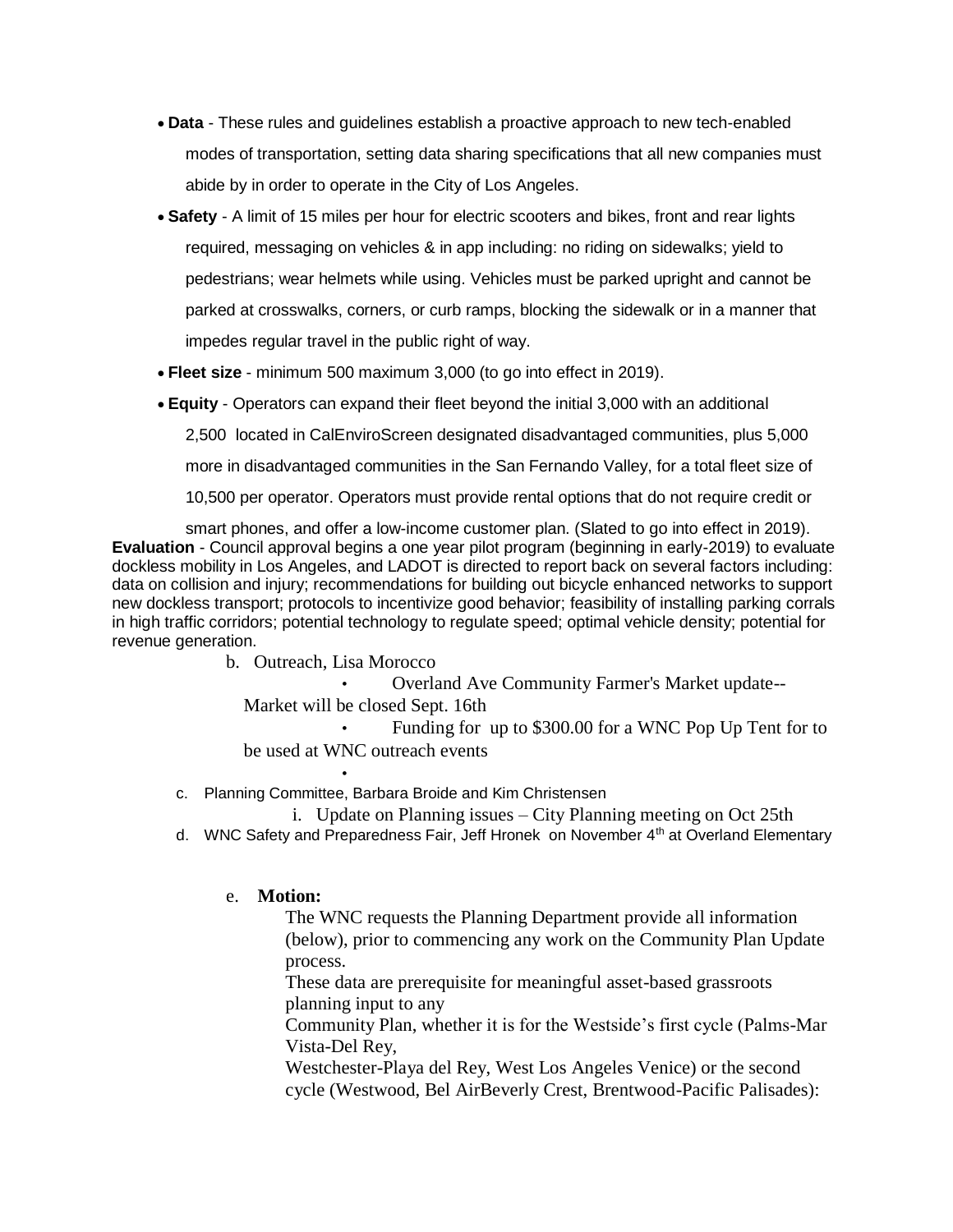- **Data** - These rules and guidelines establish a proactive approach to new tech-enabled modes of transportation, setting data sharing specifications that all new companies must abide by in order to operate in the City of Los Angeles.
- **Safety** - A limit of 15 miles per hour for electric scooters and bikes, front and rear lights required, messaging on vehicles & in app including: no riding on sidewalks; yield to pedestrians; wear helmets while using. Vehicles must be parked upright and cannot be parked at crosswalks, corners, or curb ramps, blocking the sidewalk or in a manner that impedes regular travel in the public right of way.
- **Fleet size** - minimum 500 maximum 3,000 (to go into effect in 2019).
- **Equity** - Operators can expand their fleet beyond the initial 3,000 with an additional 2,500 located in CalEnviroScreen designated disadvantaged communities, plus 5,000 more in disadvantaged communities in the San Fernando Valley, for a total fleet size of 10,500 per operator. Operators must provide rental options that do not require credit or smart phones, and offer a low-income customer plan. (Slated to go into effect in 2019).

**Evaluation** - Council approval begins a one year pilot program (beginning in early-2019) to evaluate dockless mobility in Los Angeles, and LADOT is directed to report back on several factors including: data on collision and injury; recommendations for building out bicycle enhanced networks to support new dockless transport; protocols to incentivize good behavior; feasibility of installing parking corrals in high traffic corridors; potential technology to regulate speed; optimal vehicle density; potential for revenue generation.

b. Outreach, Lisa Morocco

- Overland Ave Community Farmer's Market update--Market will be closed Sept. 16th
- Funding for up to $300.00 for a WNC Pop Up Tent for to be used at WNC outreach events
- 

c. Planning Committee, Barbara Broide and Kim Christensen

i. Update on Planning issues – City Planning meeting on Oct 25th

d. WNC Safety and Preparedness Fair, Jeff Hronek on November 4th at Overland Elementary

e. **Motion:**

The WNC requests the Planning Department provide all information (below), prior to commencing any work on the Community Plan Update process.

These data are prerequisite for meaningful asset-based grassroots planning input to any

Community Plan, whether it is for the Westside's first cycle (Palms-Mar Vista-Del Rey,

Westchester-Playa del Rey, West Los Angeles Venice) or the second cycle (Westwood, Bel AirBeverly Crest, Brentwood-Pacific Palisades):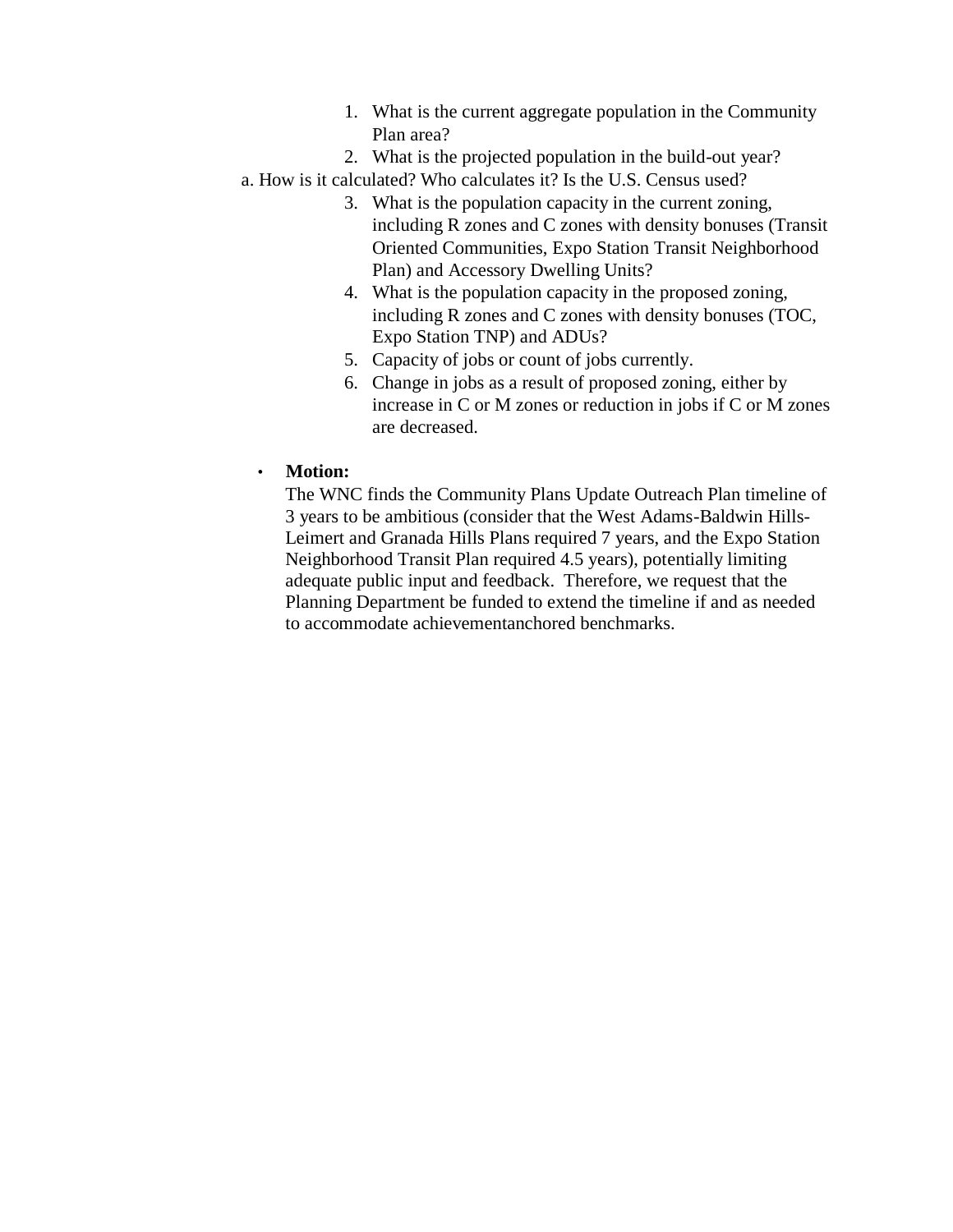1. What is the current aggregate population in the Community Plan area?
2. What is the projected population in the build-out year?

a. How is it calculated? Who calculates it? Is the U.S. Census used?

3. What is the population capacity in the current zoning, including R zones and C zones with density bonuses (Transit Oriented Communities, Expo Station Transit Neighborhood Plan) and Accessory Dwelling Units?
4. What is the population capacity in the proposed zoning, including R zones and C zones with density bonuses (TOC, Expo Station TNP) and ADUs?
5. Capacity of jobs or count of jobs currently.
6. Change in jobs as a result of proposed zoning, either by increase in C or M zones or reduction in jobs if C or M zones are decreased.

- **Motion:**
  The WNC finds the Community Plans Update Outreach Plan timeline of 3 years to be ambitious (consider that the West Adams-Baldwin Hills-Leimert and Granada Hills Plans required 7 years, and the Expo Station Neighborhood Transit Plan required 4.5 years), potentially limiting adequate public input and feedback. Therefore, we request that the Planning Department be funded to extend the timeline if and as needed to accommodate achievementanchored benchmarks.